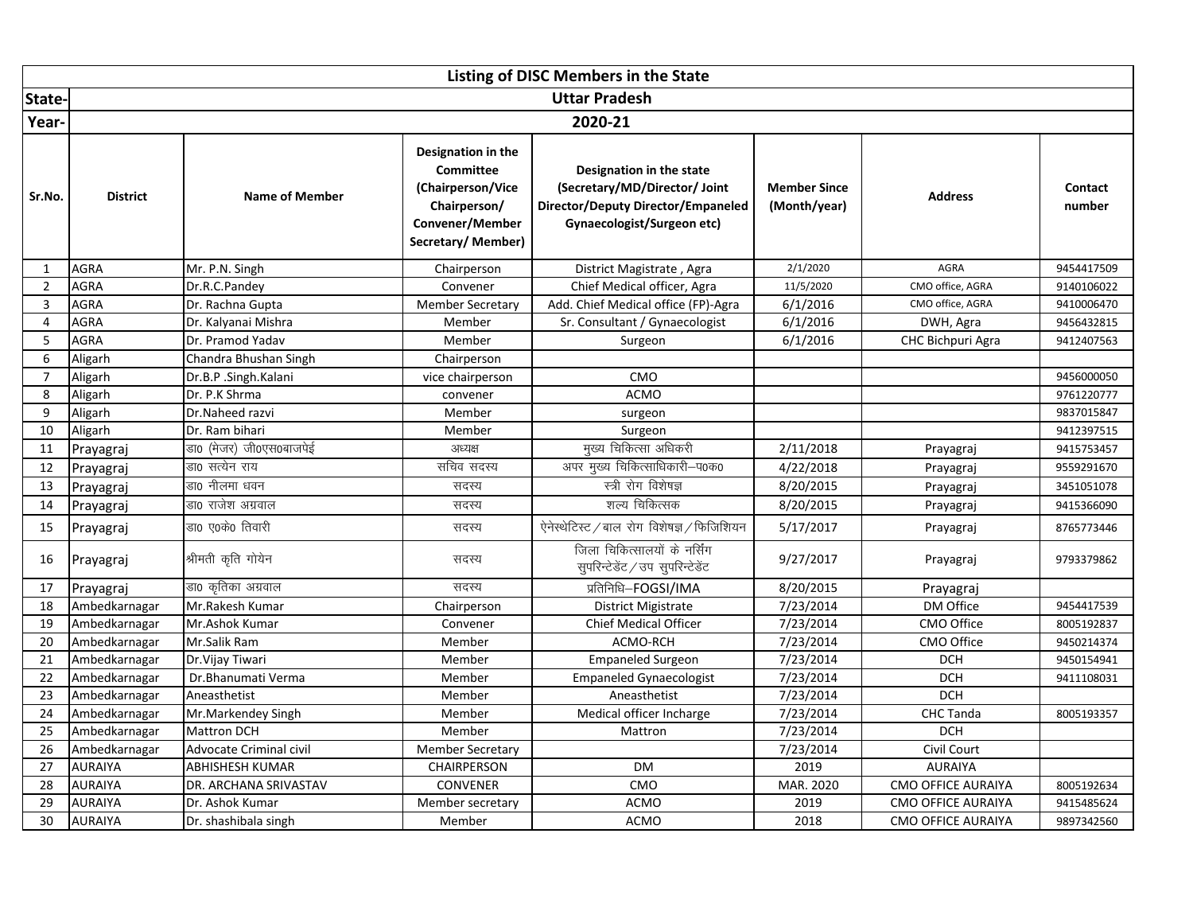| Listing of DISC Members in the State | | | | | | | |
|---|---|---|---|---|---|---|---|
| State- | Uttar Pradesh | | | | | | |
| Year- | 2020-21 | | | | | | |
| Sr.No. | District | Name of Member | Designation in the Committee (Chairperson/Vice Chairperson/ Convener/Member Secretary/ Member) | Designation in the state (Secretary/MD/Director/ Joint Director/Deputy Director/Empaneled Gynaecologist/Surgeon etc) | Member Since (Month/year) | Address | Contact number |
| 1 | AGRA | Mr. P.N. Singh | Chairperson | District Magistrate , Agra | 2/1/2020 | AGRA | 9454417509 |
| 2 | AGRA | Dr.R.C.Pandey | Convener | Chief Medical officer, Agra | 11/5/2020 | CMO office, AGRA | 9140106022 |
| 3 | AGRA | Dr. Rachna Gupta | Member Secretary | Add. Chief Medical office (FP)-Agra | 6/1/2016 | CMO office, AGRA | 9410006470 |
| 4 | AGRA | Dr. Kalyanai Mishra | Member | Sr. Consultant / Gynaecologist | 6/1/2016 | DWH, Agra | 9456432815 |
| 5 | AGRA | Dr. Pramod Yadav | Member | Surgeon | 6/1/2016 | CHC Bichpuri Agra | 9412407563 |
| 6 | Aligarh | Chandra Bhushan Singh | Chairperson | | | | |
| 7 | Aligarh | Dr.B.P .Singh.Kalani | vice chairperson | CMO | | | 9456000050 |
| 8 | Aligarh | Dr. P.K Shrma | convener | ACMO | | | 9761220777 |
| 9 | Aligarh | Dr.Naheed razvi | Member | surgeon | | | 9837015847 |
| 10 | Aligarh | Dr. Ram bihari | Member | Surgeon | | | 9412397515 |
| 11 | Prayagraj | डा0 (मेजर) जी0एस0बाजपेई | अध्यक्ष | मुख्य चिकित्सा अधिकरी | 2/11/2018 | Prayagraj | 9415753457 |
| 12 | Prayagraj | डा0 सत्येन राय | सचिव सदस्य | अपर मुख्य चिकित्साधिकारी–प0क0 | 4/22/2018 | Prayagraj | 9559291670 |
| 13 | Prayagraj | डा0 नीलमा धवन | सदस्य | स्त्री रोग विशेषज्ञ | 8/20/2015 | Prayagraj | 3451051078 |
| 14 | Prayagraj | डा0 राजेश अग्रवाल | सदस्य | शल्य चिकित्सक | 8/20/2015 | Prayagraj | 9415366090 |
| 15 | Prayagraj | डा0 ए0के0 तिवारी | सदस्य | ऐनेस्थेटिस्ट / बाल रोग विशेषज्ञ / फिजिशियन | 5/17/2017 | Prayagraj | 8765773446 |
| 16 | Prayagraj | श्रीमती कृति गोयेन | सदस्य | जिला चिकित्सालयों के नर्सिंग सुपरिन्टेडेंट / उप सुपरिन्टेडेंट | 9/27/2017 | Prayagraj | 9793379862 |
| 17 | Prayagraj | डा0 कृतिका अग्रवाल | सदस्य | प्रतिनिधि–FOGSI/IMA | 8/20/2015 | Prayagraj | |
| 18 | Ambedkarnagar | Mr.Rakesh Kumar | Chairperson | District Migistrate | 7/23/2014 | DM Office | 9454417539 |
| 19 | Ambedkarnagar | Mr.Ashok Kumar | Convener | Chief Medical Officer | 7/23/2014 | CMO Office | 8005192837 |
| 20 | Ambedkarnagar | Mr.Salik Ram | Member | ACMO-RCH | 7/23/2014 | CMO Office | 9450214374 |
| 21 | Ambedkarnagar | Dr.Vijay Tiwari | Member | Empaneled Surgeon | 7/23/2014 | DCH | 9450154941 |
| 22 | Ambedkarnagar | Dr.Bhanumati Verma | Member | Empaneled Gynaecologist | 7/23/2014 | DCH | 9411108031 |
| 23 | Ambedkarnagar | Aneasthetist | Member | Aneasthetist | 7/23/2014 | DCH | |
| 24 | Ambedkarnagar | Mr.Markendey Singh | Member | Medical officer Incharge | 7/23/2014 | CHC Tanda | 8005193357 |
| 25 | Ambedkarnagar | Mattron DCH | Member | Mattron | 7/23/2014 | DCH | |
| 26 | Ambedkarnagar | Advocate Criminal civil | Member Secretary | | 7/23/2014 | Civil Court | |
| 27 | AURAIYA | ABHISHESH KUMAR | CHAIRPERSON | DM | 2019 | AURAIYA | |
| 28 | AURAIYA | DR. ARCHANA SRIVASTAV | CONVENER | CMO | MAR. 2020 | CMO OFFICE AURAIYA | 8005192634 |
| 29 | AURAIYA | Dr. Ashok Kumar | Member secretary | ACMO | 2019 | CMO OFFICE AURAIYA | 9415485624 |
| 30 | AURAIYA | Dr. shashibala singh | Member | ACMO | 2018 | CMO OFFICE AURAIYA | 9897342560 |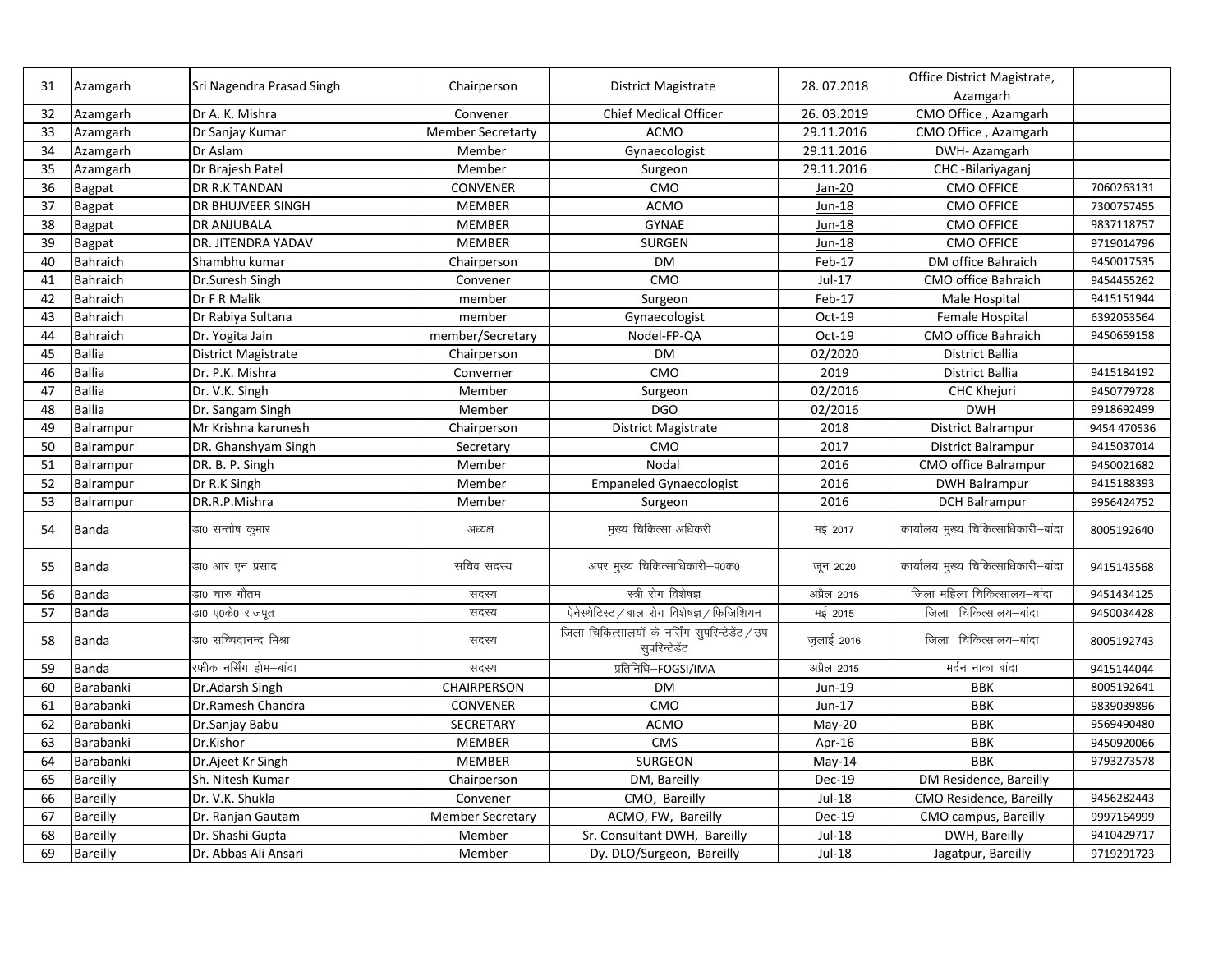| 31 | Azamgarh | Sri Nagendra Prasad Singh | Chairperson | District Magistrate | 28. 07.2018 | Office District Magistrate, Azamgarh | |
|---|---|---|---|---|---|---|---|
| 32 | Azamgarh | Dr A. K. Mishra | Convener | Chief Medical Officer | 26. 03.2019 | CMO Office , Azamgarh | |
| 33 | Azamgarh | Dr Sanjay Kumar | Member Secretarty | ACMO | 29.11.2016 | CMO Office , Azamgarh | |
| 34 | Azamgarh | Dr Aslam | Member | Gynaecologist | 29.11.2016 | DWH- Azamgarh | |
| 35 | Azamgarh | Dr Brajesh Patel | Member | Surgeon | 29.11.2016 | CHC -Bilariyaganj | |
| 36 | Bagpat | DR R.K TANDAN | CONVENER | CMO | Jan-20 | CMO OFFICE | 7060263131 |
| 37 | Bagpat | DR BHUJVEER SINGH | MEMBER | ACMO | Jun-18 | CMO OFFICE | 7300757455 |
| 38 | Bagpat | DR ANJUBALA | MEMBER | GYNAE | Jun-18 | CMO OFFICE | 9837118757 |
| 39 | Bagpat | DR. JITENDRA YADAV | MEMBER | SURGEN | Jun-18 | CMO OFFICE | 9719014796 |
| 40 | Bahraich | Shambhu kumar | Chairperson | DM | Feb-17 | DM office Bahraich | 9450017535 |
| 41 | Bahraich | Dr.Suresh Singh | Convener | CMO | Jul-17 | CMO office Bahraich | 9454455262 |
| 42 | Bahraich | Dr F R Malik | member | Surgeon | Feb-17 | Male Hospital | 9415151944 |
| 43 | Bahraich | Dr Rabiya Sultana | member | Gynaecologist | Oct-19 | Female Hospital | 6392053564 |
| 44 | Bahraich | Dr. Yogita Jain | member/Secretary | Nodel-FP-QA | Oct-19 | CMO office Bahraich | 9450659158 |
| 45 | Ballia | District Magistrate | Chairperson | DM | 02/2020 | District Ballia | |
| 46 | Ballia | Dr. P.K. Mishra | Converner | CMO | 2019 | District Ballia | 9415184192 |
| 47 | Ballia | Dr. V.K. Singh | Member | Surgeon | 02/2016 | CHC Khejuri | 9450779728 |
| 48 | Ballia | Dr. Sangam Singh | Member | DGO | 02/2016 | DWH | 9918692499 |
| 49 | Balrampur | Mr Krishna karunesh | Chairperson | District Magistrate | 2018 | District Balrampur | 9454 470536 |
| 50 | Balrampur | DR. Ghanshyam Singh | Secretary | CMO | 2017 | District Balrampur | 9415037014 |
| 51 | Balrampur | DR. B. P. Singh | Member | Nodal | 2016 | CMO office Balrampur | 9450021682 |
| 52 | Balrampur | Dr R.K Singh | Member | Empaneled Gynaecologist | 2016 | DWH Balrampur | 9415188393 |
| 53 | Balrampur | DR.R.P.Mishra | Member | Surgeon | 2016 | DCH Balrampur | 9956424752 |
| 54 | Banda | डा0 सन्तोष कुमार | अध्यक्ष | मुख्य चिकित्सा अधिकरी | मई 2017 | कार्यालय मुख्य चिकित्साधिकारी–बांदा | 8005192640 |
| 55 | Banda | डा0 आर एन प्रसाद | सचिव सदस्य | अपर मुख्य चिकित्साधिकारी–प0क0 | जून 2020 | कार्यालय मुख्य चिकित्साधिकारी–बांदा | 9415143568 |
| 56 | Banda | डा0 चारु गौतम | सदस्य | स्त्री रोग विशेषज्ञ | अप्रैल 2015 | जिला महिला चिकित्सालय–बांदा | 9451434125 |
| 57 | Banda | डा0 ए0के0 राजपूत | सदस्य | ऐनेस्थेटिस्ट / बाल रोग विशेषज्ञ / फिजिशियन | मई 2015 | जिला चिकित्सालय–बांदा | 9450034428 |
| 58 | Banda | डा0 सच्चिदानन्द मिश्रा | सदस्य | जिला चिकित्सालयों के नर्सिंग सुपरिन्टेडेंट / उप सुपरिन्टेडेंट | जुलाई 2016 | जिला चिकित्सालय–बांदा | 8005192743 |
| 59 | Banda | रफीक नर्सिंग होम–बांदा | सदस्य | प्रतिनिधि–FOGSI/IMA | अप्रैल 2015 | मर्दन नाका बांदा | 9415144044 |
| 60 | Barabanki | Dr.Adarsh Singh | CHAIRPERSON | DM | Jun-19 | BBK | 8005192641 |
| 61 | Barabanki | Dr.Ramesh Chandra | CONVENER | CMO | Jun-17 | BBK | 9839039896 |
| 62 | Barabanki | Dr.Sanjay Babu | SECRETARY | ACMO | May-20 | BBK | 9569490480 |
| 63 | Barabanki | Dr.Kishor | MEMBER | CMS | Apr-16 | BBK | 9450920066 |
| 64 | Barabanki | Dr.Ajeet Kr Singh | MEMBER | SURGEON | May-14 | BBK | 9793273578 |
| 65 | Bareilly | Sh. Nitesh Kumar | Chairperson | DM, Bareilly | Dec-19 | DM Residence, Bareilly | |
| 66 | Bareilly | Dr. V.K. Shukla | Convener | CMO, Bareilly | Jul-18 | CMO Residence, Bareilly | 9456282443 |
| 67 | Bareilly | Dr. Ranjan Gautam | Member Secretary | ACMO, FW, Bareilly | Dec-19 | CMO campus, Bareilly | 9997164999 |
| 68 | Bareilly | Dr. Shashi Gupta | Member | Sr. Consultant DWH, Bareilly | Jul-18 | DWH, Bareilly | 9410429717 |
| 69 | Bareilly | Dr. Abbas Ali Ansari | Member | Dy. DLO/Surgeon, Bareilly | Jul-18 | Jagatpur, Bareilly | 9719291723 |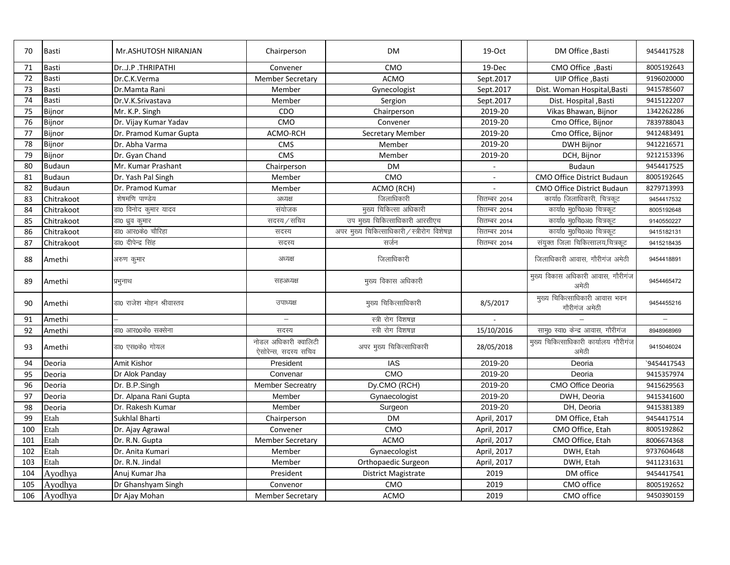| 70 | Basti | Mr.ASHUTOSH NIRANJAN | Chairperson | DM | 19-Oct | DM Office ,Basti | 9454417528 |
|---|---|---|---|---|---|---|---|
| 71 | Basti | Dr..J.P .THRIPATHI | Convener | CMO | 19-Dec | CMO Office ,Basti | 8005192643 |
| 72 | Basti | Dr.C.K.Verma | Member Secretary | ACMO | Sept.2017 | UIP Office ,Basti | 9196020000 |
| 73 | Basti | Dr.Mamta Rani | Member | Gynecologist | Sept.2017 | Dist. Woman Hospital,Basti | 9415785607 |
| 74 | Basti | Dr.V.K.Srivastava | Member | Sergion | Sept.2017 | Dist. Hospital ,Basti | 9415122207 |
| 75 | Bijnor | Mr. K.P. Singh | CDO | Chairperson | 2019-20 | Vikas Bhawan, Bijnor | 1342262286 |
| 76 | Bijnor | Dr. Vijay Kumar Yadav | CMO | Convener | 2019-20 | Cmo Office, Bijnor | 7839788043 |
| 77 | Bijnor | Dr. Pramod Kumar Gupta | ACMO-RCH | Secretary Member | 2019-20 | Cmo Office, Bijnor | 9412483491 |
| 78 | Bijnor | Dr. Abha Varma | CMS | Member | 2019-20 | DWH Bijnor | 9412216571 |
| 79 | Bijnor | Dr. Gyan Chand | CMS | Member | 2019-20 | DCH, Bijnor | 9212153396 |
| 80 | Budaun | Mr. Kumar Prashant | Chairperson | DM | - | Budaun | 9454417525 |
| 81 | Budaun | Dr. Yash Pal Singh | Member | CMO | - | CMO Office District Budaun | 8005192645 |
| 82 | Budaun | Dr. Pramod Kumar | Member | ACMO (RCH) | - | CMO Office District Budaun | 8279713993 |
| 83 | Chitrakoot | शेषमणि पाण्डेय | अध्यक्ष | जिलाधिकारी | सितम्बर 2014 | कार्या0 जिलाधिकारी, चित्रकूट | 9454417532 |
| 84 | Chitrakoot | डा0 विनोद कुमार यादव | संयोजक | मुख्य चिकित्सा अधिकारी | सितम्बर 2014 | कार्या0 मु0चि0अ0 चित्रकूट | 8005192648 |
| 85 | Chitrakoot | डा0 ध्रुव कुमार | सदस्य / सचिव | उप मुख्य चिकित्साधिकारी आरसीएच | सितम्बर 2014 | कार्या0 मु0चि0अ0 चित्रकूट | 9140550227 |
| 86 | Chitrakoot | डा0 आर0के0 चौरिहा | सदस्य | अपर मुख्य चिकित्साधिकारी / स्त्रीरोग विशेषज्ञ | सितम्बर 2014 | कार्या0 मु0चि0अ0 चित्रकूट | 9415182131 |
| 87 | Chitrakoot | डा0 दीपेन्द्र सिंह | सदस्य | सर्जन | सितम्बर 2014 | संयुक्त जिला चिकित्सालय,चित्रकूट | 9415218435 |
| 88 | Amethi | अरुण कुमार | अध्यक्ष | जिलाधिकारी | | जिलाधिकारी आवास, गौरीगंज अमेठी | 9454418891 |
| 89 | Amethi | प्रभुनाथ | सहअध्यक्ष | मुख्य विकास अधिकारी | | मुख्य विकास अधिकारी आवास, गौरीगंज अमेठी | 9454465472 |
| 90 | Amethi | डा0 राजेश मोहन श्रीवास्तव | उपाध्यक्ष | मुख्य चिकित्साधिकारी | 8/5/2017 | मुख्य चिकित्साधिकारी आवास भवन गौरीगंज अमेठी | 9454455216 |
| 91 | Amethi | – | – | स्त्री रोग विशषज्ञ | - | – | – |
| 92 | Amethi | डा0 आर00के0 सक्सेना | सदस्य | स्त्री रोग विशषज्ञ | 15/10/2016 | सामु0 स्वा0 केन्द्र आवास, गौरीगंज | 8948968969 |
| 93 | Amethi | डा0 एस0के0 गोयल | नोडल अधिकारी क्वालिटी ऐसोरेन्स, सदस्य सचिव | अपर मुख्य चिकित्साधिकारी | 28/05/2018 | मुख्य चिकित्साधिकारी कार्यालय गौरीगंज अमेठी | 9415046024 |
| 94 | Deoria | Amit Kishor | President | IAS | 2019-20 | Deoria | `9454417543 |
| 95 | Deoria | Dr Alok Panday | Convenar | CMO | 2019-20 | Deoria | 9415357974 |
| 96 | Deoria | Dr. B.P.Singh | Member Secreatry | Dy.CMO (RCH) | 2019-20 | CMO Office Deoria | 9415629563 |
| 97 | Deoria | Dr. Alpana Rani Gupta | Member | Gynaecologist | 2019-20 | DWH, Deoria | 9415341600 |
| 98 | Deoria | Dr. Rakesh Kumar | Member | Surgeon | 2019-20 | DH, Deoria | 9415381389 |
| 99 | Etah | Sukhlal Bharti | Chairperson | DM | April, 2017 | DM Office, Etah | 9454417514 |
| 100 | Etah | Dr. Ajay Agrawal | Convener | CMO | April, 2017 | CMO Office, Etah | 8005192862 |
| 101 | Etah | Dr. R.N. Gupta | Member Secretary | ACMO | April, 2017 | CMO Office, Etah | 8006674368 |
| 102 | Etah | Dr. Anita Kumari | Member | Gynaecologist | April, 2017 | DWH, Etah | 9737604648 |
| 103 | Etah | Dr. R.N. Jindal | Member | Orthopaedic Surgeon | April, 2017 | DWH, Etah | 9411231631 |
| 104 | Ayodhya | Anuj Kumar Jha | President | District Magistrate | 2019 | DM office | 9454417541 |
| 105 | Ayodhya | Dr Ghanshyam Singh | Convenor | CMO | 2019 | CMO office | 8005192652 |
| 106 | Ayodhya | Dr Ajay Mohan | Member Secretary | ACMO | 2019 | CMO office | 9450390159 |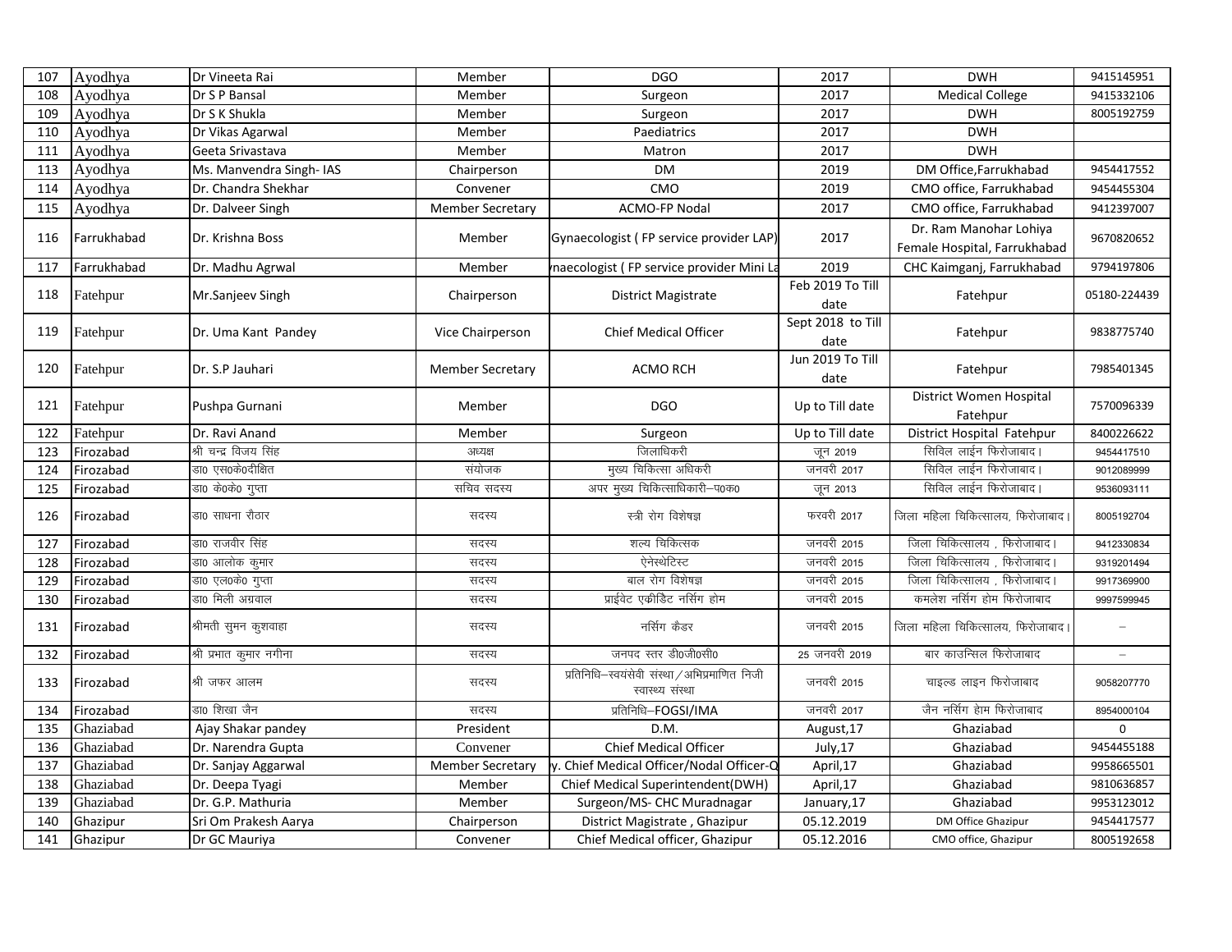| | | | | | | | |
|---|---|---|---|---|---|---|---|
| 107 | Ayodhya | Dr Vineeta Rai | Member | DGO | 2017 | DWH | 9415145951 |
| 108 | Ayodhya | Dr S P Bansal | Member | Surgeon | 2017 | Medical College | 9415332106 |
| 109 | Ayodhya | Dr S K Shukla | Member | Surgeon | 2017 | DWH | 8005192759 |
| 110 | Ayodhya | Dr Vikas Agarwal | Member | Paediatrics | 2017 | DWH | |
| 111 | Ayodhya | Geeta Srivastava | Member | Matron | 2017 | DWH | |
| 113 | Ayodhya | Ms. Manvendra Singh- IAS | Chairperson | DM | 2019 | DM Office,Farrukhabad | 9454417552 |
| 114 | Ayodhya | Dr. Chandra Shekhar | Convener | CMO | 2019 | CMO office, Farrukhabad | 9454455304 |
| 115 | Ayodhya | Dr. Dalveer Singh | Member Secretary | ACMO-FP Nodal | 2017 | CMO office, Farrukhabad | 9412397007 |
| 116 | Farrukhabad | Dr. Krishna Boss | Member | Gynaecologist ( FP service provider LAP) | 2017 | Dr. Ram Manohar Lohiya Female Hospital, Farrukhabad | 9670820652 |
| 117 | Farrukhabad | Dr. Madhu Agrwal | Member | naecologist ( FP service provider Mini La | 2019 | CHC Kaimganj, Farrukhabad | 9794197806 |
| 118 | Fatehpur | Mr.Sanjeev Singh | Chairperson | District Magistrate | Feb 2019 To Till date | Fatehpur | 05180-224439 |
| 119 | Fatehpur | Dr. Uma Kant Pandey | Vice Chairperson | Chief Medical Officer | Sept 2018 to Till date | Fatehpur | 9838775740 |
| 120 | Fatehpur | Dr. S.P Jauhari | Member Secretary | ACMO RCH | Jun 2019 To Till date | Fatehpur | 7985401345 |
| 121 | Fatehpur | Pushpa Gurnani | Member | DGO | Up to Till date | District Women Hospital Fatehpur | 7570096339 |
| 122 | Fatehpur | Dr. Ravi Anand | Member | Surgeon | Up to Till date | District Hospital Fatehpur | 8400226622 |
| 123 | Firozabad | श्री चन्द्र विजय सिंह | अध्यक्ष | जिलाधिकरी | जून 2019 | सिविल लाईन फिरोजाबाद। | 9454417510 |
| 124 | Firozabad | डा0 एस0के0दीक्षित | संयोजक | मुख्य चिकित्सा अधिकरी | जनवरी 2017 | सिविल लाईन फिरोजाबाद। | 9012089999 |
| 125 | Firozabad | डा0 के0के0 गुप्ता | सचिव सदस्य | अपर मुख्य चिकित्साधिकारी–प0क0 | जून 2013 | सिविल लाईन फिरोजाबाद। | 9536093111 |
| 126 | Firozabad | डा0 साधना रौठार | सदस्य | स्त्री रोग विशेषज्ञ | फरवरी 2017 | जिला महिला चिकित्सालय, फिरोजाबाद। | 8005192704 |
| 127 | Firozabad | डा0 राजवीर सिंह | सदस्य | शल्य चिकित्सक | जनवरी 2015 | जिला चिकित्सालय , फिरोजाबाद। | 9412330834 |
| 128 | Firozabad | डा0 आलोक कुमार | सदस्य | ऐनेस्थेटिस्ट | जनवरी 2015 | जिला चिकित्सालय , फिरोजाबाद। | 9319201494 |
| 129 | Firozabad | डा0 एल0के0 गुप्ता | सदस्य | बाल रोग विशेषज्ञ | जनवरी 2015 | जिला चिकित्सालय , फिरोजाबाद। | 9917369900 |
| 130 | Firozabad | डा0 मिली अग्रवाल | सदस्य | प्राईवेट एक्रीडिट नर्सिंग होम | जनवरी 2015 | कमलेश नर्सिंग होम फिरोजाबाद | 9997599945 |
| 131 | Firozabad | श्रीमती सुमन कुशवाहा | सदस्य | नर्सिंग कैडर | जनवरी 2015 | जिला महिला चिकित्सालय, फिरोजाबाद। | – |
| 132 | Firozabad | श्री प्रभात कुमार नगीना | सदस्य | जनपद स्तर डी0जी0सी0 | 25 जनवरी 2019 | बार काउन्सिल फिरोजाबाद | – |
| 133 | Firozabad | श्री जफर आलम | सदस्य | प्रतिनिधि–स्वयंसेवी संस्था/अभिप्रमाणित निजी स्वास्थ्य संस्था | जनवरी 2015 | चाइल्ड लाइन फिरोजाबाद | 9058207770 |
| 134 | Firozabad | डा0 शिखा जैन | सदस्य | प्रतिनिधि–FOGSI/IMA | जनवरी 2017 | जैन नर्सिंग हेाम फिरोजाबाद | 8954000104 |
| 135 | Ghaziabad | Ajay Shakar pandey | President | D.M. | August,17 | Ghaziabad | 0 |
| 136 | Ghaziabad | Dr. Narendra Gupta | Convener | Chief Medical Officer | July,17 | Ghaziabad | 9454455188 |
| 137 | Ghaziabad | Dr. Sanjay Aggarwal | Member Secretary | y. Chief Medical Officer/Nodal Officer-Q | April,17 | Ghaziabad | 9958665501 |
| 138 | Ghaziabad | Dr. Deepa Tyagi | Member | Chief Medical Superintendent(DWH) | April,17 | Ghaziabad | 9810636857 |
| 139 | Ghaziabad | Dr. G.P. Mathuria | Member | Surgeon/MS- CHC Muradnagar | January,17 | Ghaziabad | 9953123012 |
| 140 | Ghazipur | Sri Om Prakesh Aarya | Chairperson | District Magistrate , Ghazipur | 05.12.2019 | DM Office Ghazipur | 9454417577 |
| 141 | Ghazipur | Dr GC Mauriya | Convener | Chief Medical officer, Ghazipur | 05.12.2016 | CMO office, Ghazipur | 8005192658 |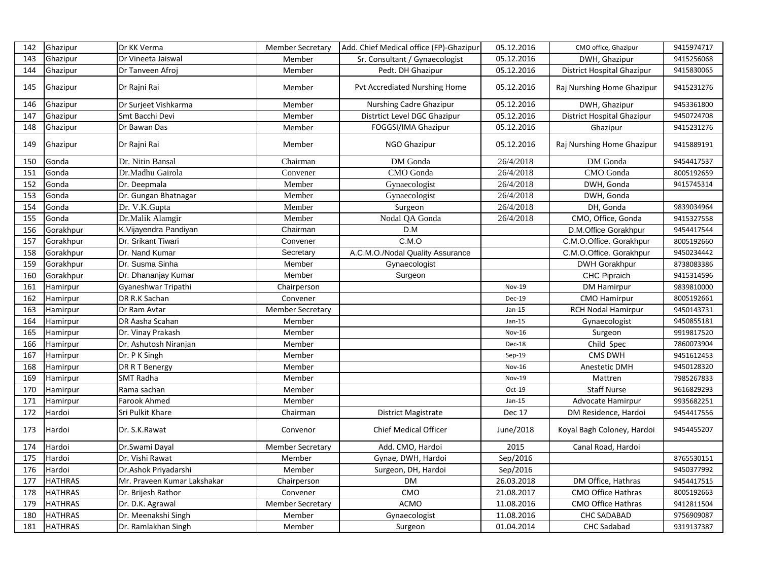| 142 | Ghazipur | Dr KK Verma | Member Secretary | Add. Chief Medical office (FP)-Ghazipur | 05.12.2016 | CMO office, Ghazipur | 9415974717 |
|---|---|---|---|---|---|---|---|
| 143 | Ghazipur | Dr Vineeta Jaiswal | Member | Sr. Consultant / Gynaecologist | 05.12.2016 | DWH, Ghazipur | 9415256068 |
| 144 | Ghazipur | Dr Tanveen Afroj | Member | Pedt. DH Ghazipur | 05.12.2016 | District Hospital Ghazipur | 9415830065 |
| 145 | Ghazipur | Dr Rajni Rai | Member | Pvt Accrediated Nurshing Home | 05.12.2016 | Raj Nurshing Home Ghazipur | 9415231276 |
| 146 | Ghazipur | Dr Surjeet Vishkarma | Member | Nurshing Cadre Ghazipur | 05.12.2016 | DWH, Ghazipur | 9453361800 |
| 147 | Ghazipur | Smt Bacchi Devi | Member | Distrtict Level DGC Ghazipur | 05.12.2016 | District Hospital Ghazipur | 9450724708 |
| 148 | Ghazipur | Dr Bawan Das | Member | FOGGSI/IMA Ghazipur | 05.12.2016 | Ghazipur | 9415231276 |
| 149 | Ghazipur | Dr Rajni Rai | Member | NGO Ghazipur | 05.12.2016 | Raj Nurshing Home Ghazipur | 9415889191 |
| 150 | Gonda | Dr. Nitin Bansal | Chairman | DM Gonda | 26/4/2018 | DM Gonda | 9454417537 |
| 151 | Gonda | Dr.Madhu Gairola | Convener | CMO Gonda | 26/4/2018 | CMO Gonda | 8005192659 |
| 152 | Gonda | Dr. Deepmala | Member | Gynaecologist | 26/4/2018 | DWH, Gonda | 9415745314 |
| 153 | Gonda | Dr. Gungan Bhatnagar | Member | Gynaecologist | 26/4/2018 | DWH, Gonda | |
| 154 | Gonda | Dr. V.K.Gupta | Member | Surgeon | 26/4/2018 | DH, Gonda | 9839034964 |
| 155 | Gonda | Dr.Malik Alamgir | Member | Nodal QA Gonda | 26/4/2018 | CMO, Office, Gonda | 9415327558 |
| 156 | Gorakhpur | K.Vijayendra Pandiyan | Chairman | D.M | | D.M.Office Gorakhpur | 9454417544 |
| 157 | Gorakhpur | Dr. Srikant Tiwari | Convener | C.M.O | | C.M.O.Office. Gorakhpur | 8005192660 |
| 158 | Gorakhpur | Dr. Nand Kumar | Secretary | A.C.M.O./Nodal Quality Assurance | | C.M.O.Office. Gorakhpur | 9450234442 |
| 159 | Gorakhpur | Dr. Susma Sinha | Member | Gynaecologist | | DWH Gorakhpur | 8738083386 |
| 160 | Gorakhpur | Dr. Dhananjay Kumar | Member | Surgeon | | CHC Pipraich | 9415314596 |
| 161 | Hamirpur | Gyaneshwar Tripathi | Chairperson | | Nov-19 | DM Hamirpur | 9839810000 |
| 162 | Hamirpur | DR R.K Sachan | Convener | | Dec-19 | CMO Hamirpur | 8005192661 |
| 163 | Hamirpur | Dr Ram Avtar | Member Secretary | | Jan-15 | RCH Nodal Hamirpur | 9450143731 |
| 164 | Hamirpur | DR Aasha Scahan | Member | | Jan-15 | Gynaecologist | 9450855181 |
| 165 | Hamirpur | Dr. Vinay Prakash | Member | | Nov-16 | Surgeon | 9919817520 |
| 166 | Hamirpur | Dr. Ashutosh Niranjan | Member | | Dec-18 | Child Spec | 7860073904 |
| 167 | Hamirpur | Dr. P K Singh | Member | | Sep-19 | CMS DWH | 9451612453 |
| 168 | Hamirpur | DR R T Benergy | Member | | Nov-16 | Anestetic DMH | 9450128320 |
| 169 | Hamirpur | SMT Radha | Member | | Nov-19 | Mattren | 7985267833 |
| 170 | Hamirpur | Rama sachan | Member | | Oct-19 | Staff Nurse | 9616829293 |
| 171 | Hamirpur | Farook Ahmed | Member | | Jan-15 | Advocate Hamirpur | 9935682251 |
| 172 | Hardoi | Sri Pulkit Khare | Chairman | District Magistrate | Dec 17 | DM Residence, Hardoi | 9454417556 |
| 173 | Hardoi | Dr. S.K.Rawat | Convenor | Chief Medical Officer | June/2018 | Koyal Bagh Coloney, Hardoi | 9454455207 |
| 174 | Hardoi | Dr.Swami Dayal | Member Secretary | Add. CMO, Hardoi | 2015 | Canal Road, Hardoi | |
| 175 | Hardoi | Dr. Vishi Rawat | Member | Gynae, DWH, Hardoi | Sep/2016 | | 8765530151 |
| 176 | Hardoi | Dr.Ashok Priyadarshi | Member | Surgeon, DH, Hardoi | Sep/2016 | | 9450377992 |
| 177 | HATHRAS | Mr. Praveen Kumar Lakshakar | Chairperson | DM | 26.03.2018 | DM Office, Hathras | 9454417515 |
| 178 | HATHRAS | Dr. Brijesh Rathor | Convener | CMO | 21.08.2017 | CMO Office Hathras | 8005192663 |
| 179 | HATHRAS | Dr. D.K. Agrawal | Member Secretary | ACMO | 11.08.2016 | CMO Office Hathras | 9412811504 |
| 180 | HATHRAS | Dr. Meenakshi Singh | Member | Gynaecologist | 11.08.2016 | CHC SADABAD | 9756909087 |
| 181 | HATHRAS | Dr. Ramlakhan Singh | Member | Surgeon | 01.04.2014 | CHC Sadabad | 9319137387 |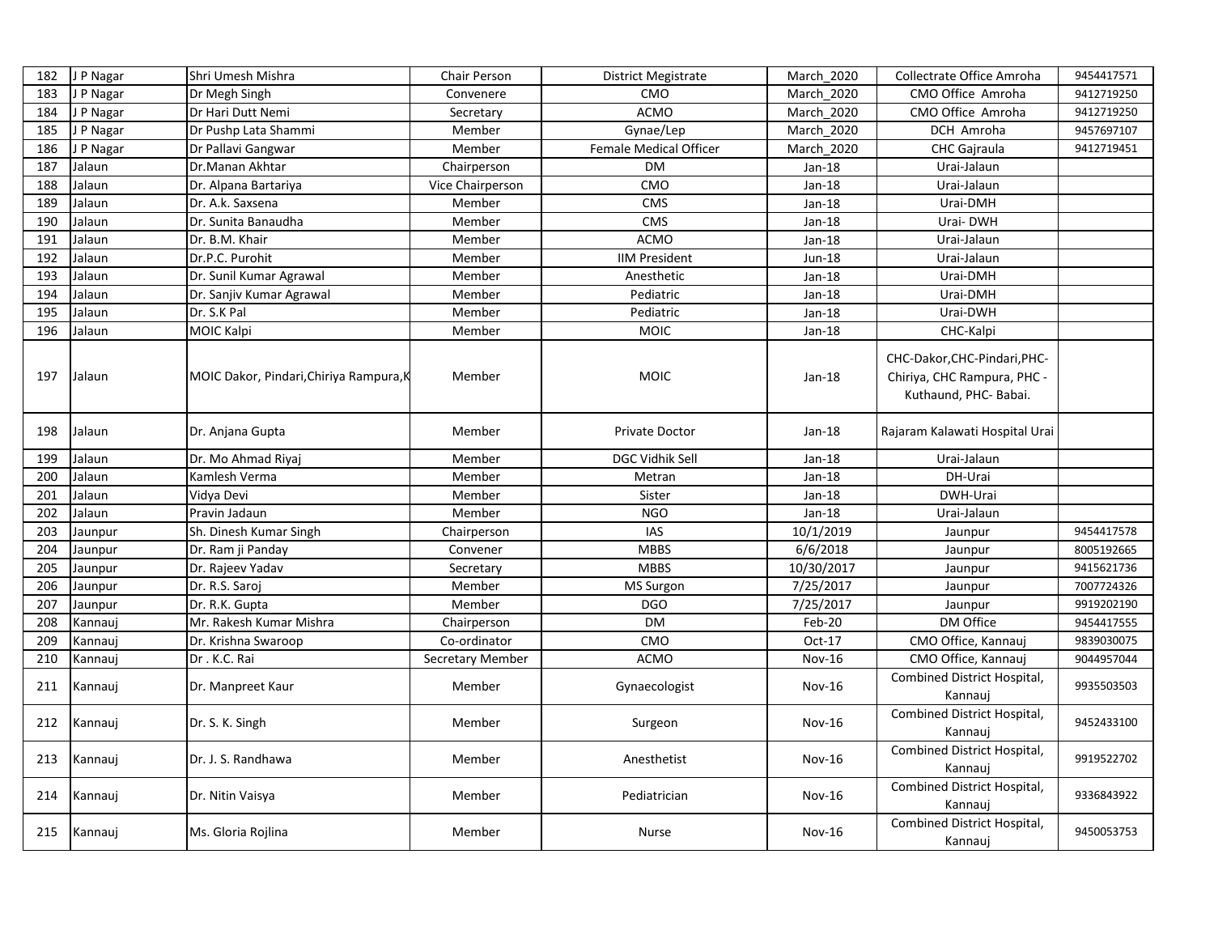| 182 | J P Nagar | Shri Umesh Mishra | Chair Person | District Megistrate | March_2020 | Collectrate Office Amroha | 9454417571 |
|---|---|---|---|---|---|---|---|
| 183 | J P Nagar | Dr Megh Singh | Convenere | CMO | March_2020 | CMO Office Amroha | 9412719250 |
| 184 | J P Nagar | Dr Hari Dutt Nemi | Secretary | ACMO | March_2020 | CMO Office Amroha | 9412719250 |
| 185 | J P Nagar | Dr Pushp Lata Shammi | Member | Gynae/Lep | March_2020 | DCH Amroha | 9457697107 |
| 186 | J P Nagar | Dr Pallavi Gangwar | Member | Female Medical Officer | March_2020 | CHC Gajraula | 9412719451 |
| 187 | Jalaun | Dr.Manan Akhtar | Chairperson | DM | Jan-18 | Urai-Jalaun | |
| 188 | Jalaun | Dr. Alpana Bartariya | Vice Chairperson | CMO | Jan-18 | Urai-Jalaun | |
| 189 | Jalaun | Dr. A.k. Saxsena | Member | CMS | Jan-18 | Urai-DMH | |
| 190 | Jalaun | Dr. Sunita Banaudha | Member | CMS | Jan-18 | Urai- DWH | |
| 191 | Jalaun | Dr. B.M. Khair | Member | ACMO | Jan-18 | Urai-Jalaun | |
| 192 | Jalaun | Dr.P.C. Purohit | Member | IIM President | Jun-18 | Urai-Jalaun | |
| 193 | Jalaun | Dr. Sunil Kumar Agrawal | Member | Anesthetic | Jan-18 | Urai-DMH | |
| 194 | Jalaun | Dr. Sanjiv Kumar Agrawal | Member | Pediatric | Jan-18 | Urai-DMH | |
| 195 | Jalaun | Dr. S.K Pal | Member | Pediatric | Jan-18 | Urai-DWH | |
| 196 | Jalaun | MOIC Kalpi | Member | MOIC | Jan-18 | CHC-Kalpi | |
| 197 | Jalaun | MOIC Dakor, Pindari,Chiriya Rampura,K | Member | MOIC | Jan-18 | CHC-Dakor,CHC-Pindari,PHC-Chiriya, CHC Rampura, PHC -Kuthaund, PHC- Babai. | |
| 198 | Jalaun | Dr. Anjana Gupta | Member | Private Doctor | Jan-18 | Rajaram Kalawati Hospital Urai | |
| 199 | Jalaun | Dr. Mo Ahmad Riyaj | Member | DGC Vidhik Sell | Jan-18 | Urai-Jalaun | |
| 200 | Jalaun | Kamlesh Verma | Member | Metran | Jan-18 | DH-Urai | |
| 201 | Jalaun | Vidya Devi | Member | Sister | Jan-18 | DWH-Urai | |
| 202 | Jalaun | Pravin Jadaun | Member | NGO | Jan-18 | Urai-Jalaun | |
| 203 | Jaunpur | Sh. Dinesh Kumar Singh | Chairperson | IAS | 10/1/2019 | Jaunpur | 9454417578 |
| 204 | Jaunpur | Dr. Ram ji Panday | Convener | MBBS | 6/6/2018 | Jaunpur | 8005192665 |
| 205 | Jaunpur | Dr. Rajeev Yadav | Secretary | MBBS | 10/30/2017 | Jaunpur | 9415621736 |
| 206 | Jaunpur | Dr. R.S. Saroj | Member | MS Surgon | 7/25/2017 | Jaunpur | 7007724326 |
| 207 | Jaunpur | Dr. R.K. Gupta | Member | DGO | 7/25/2017 | Jaunpur | 9919202190 |
| 208 | Kannauj | Mr. Rakesh Kumar Mishra | Chairperson | DM | Feb-20 | DM Office | 9454417555 |
| 209 | Kannauj | Dr. Krishna Swaroop | Co-ordinator | CMO | Oct-17 | CMO Office, Kannauj | 9839030075 |
| 210 | Kannauj | Dr . K.C. Rai | Secretary Member | ACMO | Nov-16 | CMO Office, Kannauj | 9044957044 |
| 211 | Kannauj | Dr. Manpreet Kaur | Member | Gynaecologist | Nov-16 | Combined District Hospital, Kannauj | 9935503503 |
| 212 | Kannauj | Dr. S. K. Singh | Member | Surgeon | Nov-16 | Combined District Hospital, Kannauj | 9452433100 |
| 213 | Kannauj | Dr. J. S. Randhawa | Member | Anesthetist | Nov-16 | Combined District Hospital, Kannauj | 9919522702 |
| 214 | Kannauj | Dr. Nitin Vaisya | Member | Pediatrician | Nov-16 | Combined District Hospital, Kannauj | 9336843922 |
| 215 | Kannauj | Ms. Gloria Rojlina | Member | Nurse | Nov-16 | Combined District Hospital, Kannauj | 9450053753 |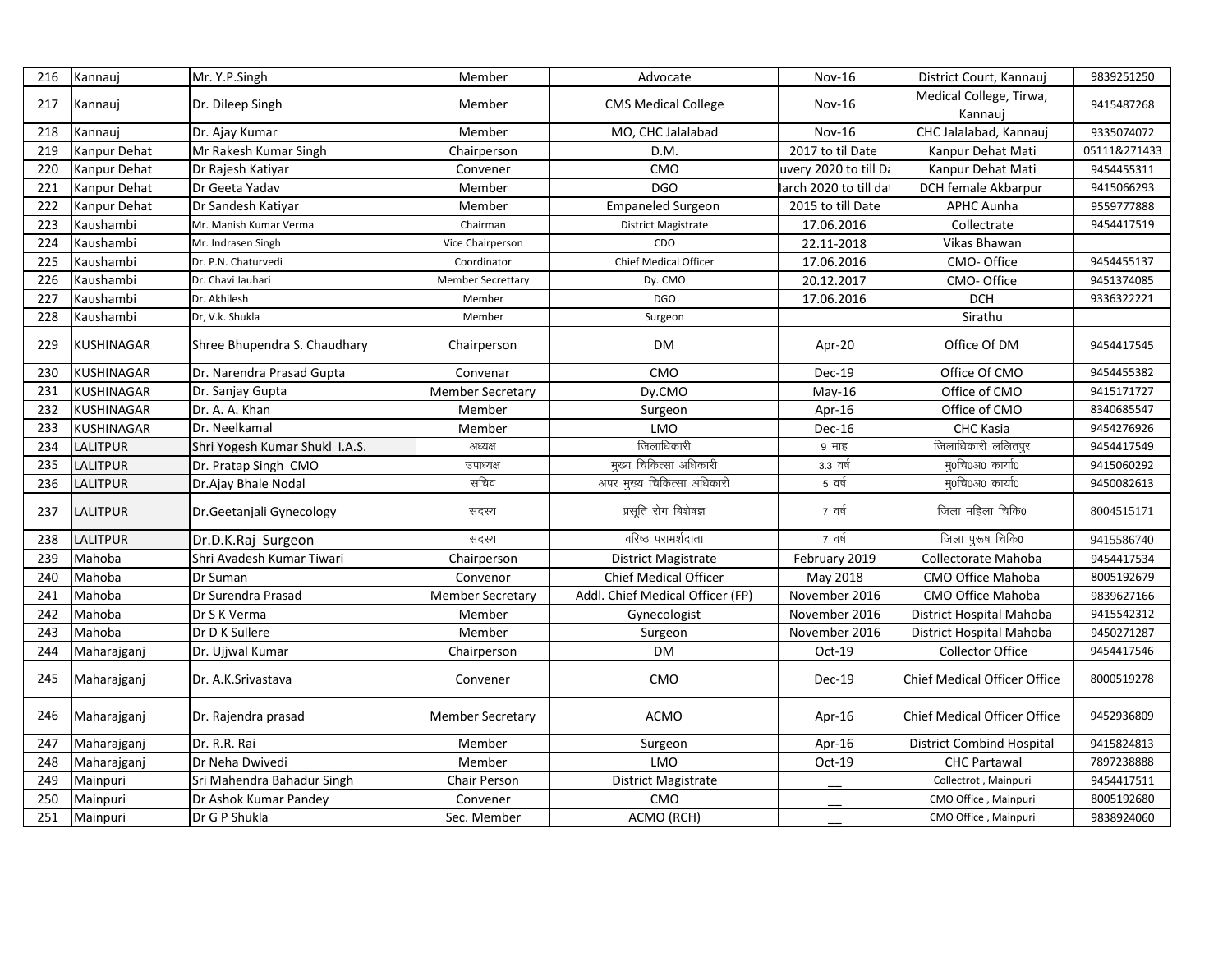| 216 | Kannauj | Mr. Y.P.Singh | Member | Advocate | Nov-16 | District Court, Kannauj | 9839251250 |
|---|---|---|---|---|---|---|---|
| 217 | Kannauj | Dr. Dileep Singh | Member | CMS Medical College | Nov-16 | Medical College, Tirwa, Kannauj | 9415487268 |
| 218 | Kannauj | Dr. Ajay Kumar | Member | MO, CHC Jalalabad | Nov-16 | CHC Jalalabad, Kannauj | 9335074072 |
| 219 | Kanpur Dehat | Mr Rakesh Kumar Singh | Chairperson | D.M. | 2017 to til Date | Kanpur Dehat Mati | 05111&271433 |
| 220 | Kanpur Dehat | Dr Rajesh Katiyar | Convener | CMO | uvery 2020 to till Da | Kanpur Dehat Mati | 9454455311 |
| 221 | Kanpur Dehat | Dr Geeta Yadav | Member | DGO | larch 2020 to till da | DCH female Akbarpur | 9415066293 |
| 222 | Kanpur Dehat | Dr Sandesh Katiyar | Member | Empaneled Surgeon | 2015 to till Date | APHC Aunha | 9559777888 |
| 223 | Kaushambi | Mr. Manish Kumar Verma | Chairman | District Magistrate | 17.06.2016 | Collectrate | 9454417519 |
| 224 | Kaushambi | Mr. Indrasen Singh | Vice Chairperson | CDO | 22.11-2018 | Vikas Bhawan | |
| 225 | Kaushambi | Dr. P.N. Chaturvedi | Coordinator | Chief Medical Officer | 17.06.2016 | CMO- Office | 9454455137 |
| 226 | Kaushambi | Dr. Chavi Jauhari | Member Secrettary | Dy. CMO | 20.12.2017 | CMO- Office | 9451374085 |
| 227 | Kaushambi | Dr. Akhilesh | Member | DGO | 17.06.2016 | DCH | 9336322221 |
| 228 | Kaushambi | Dr, V.k. Shukla | Member | Surgeon | | Sirathu | |
| 229 | KUSHINAGAR | Shree Bhupendra S. Chaudhary | Chairperson | DM | Apr-20 | Office Of DM | 9454417545 |
| 230 | KUSHINAGAR | Dr. Narendra Prasad Gupta | Convenar | CMO | Dec-19 | Office Of CMO | 9454455382 |
| 231 | KUSHINAGAR | Dr. Sanjay Gupta | Member Secretary | Dy.CMO | May-16 | Office of CMO | 9415171727 |
| 232 | KUSHINAGAR | Dr. A. A. Khan | Member | Surgeon | Apr-16 | Office of CMO | 8340685547 |
| 233 | KUSHINAGAR | Dr. Neelkamal | Member | LMO | Dec-16 | CHC Kasia | 9454276926 |
| 234 | LALITPUR | Shri Yogesh Kumar Shukl I.A.S. | अध्यक्ष | जिलाधिकारी | 9 माह | जिलाधिकारी ललितपुर | 9454417549 |
| 235 | LALITPUR | Dr. Pratap Singh CMO | उपाध्यक्ष | मुख्य चिकित्सा अधिकारी | 3.3 वर्ष | मु0चि0अ0 कार्या0 | 9415060292 |
| 236 | LALITPUR | Dr.Ajay Bhale Nodal | सचिव | अपर मुख्य चिकित्सा अधिकारी | 5 वर्ष | मु0चि0अ0 कार्या0 | 9450082613 |
| 237 | LALITPUR | Dr.Geetanjali Gynecology | सदस्य | प्रसूति रोग बिशेषज्ञ | 7 वर्ष | जिला महिला चिकि0 | 8004515171 |
| 238 | LALITPUR | Dr.D.K.Raj Surgeon | सदस्य | वरिष्ठ परामर्शदाता | 7 वर्ष | जिला पुरूष चिकि0 | 9415586740 |
| 239 | Mahoba | Shri Avadesh Kumar Tiwari | Chairperson | District Magistrate | February 2019 | Collectorate Mahoba | 9454417534 |
| 240 | Mahoba | Dr Suman | Convenor | Chief Medical Officer | May 2018 | CMO Office Mahoba | 8005192679 |
| 241 | Mahoba | Dr Surendra Prasad | Member Secretary | Addl. Chief Medical Officer (FP) | November 2016 | CMO Office Mahoba | 9839627166 |
| 242 | Mahoba | Dr S K Verma | Member | Gynecologist | November 2016 | District Hospital Mahoba | 9415542312 |
| 243 | Mahoba | Dr D K Sullere | Member | Surgeon | November 2016 | District Hospital Mahoba | 9450271287 |
| 244 | Maharajganj | Dr. Ujjwal Kumar | Chairperson | DM | Oct-19 | Collector Office | 9454417546 |
| 245 | Maharajganj | Dr. A.K.Srivastava | Convener | CMO | Dec-19 | Chief Medical Officer Office | 8000519278 |
| 246 | Maharajganj | Dr. Rajendra prasad | Member Secretary | ACMO | Apr-16 | Chief Medical Officer Office | 9452936809 |
| 247 | Maharajganj | Dr. R.R. Rai | Member | Surgeon | Apr-16 | District Combind Hospital | 9415824813 |
| 248 | Maharajganj | Dr Neha Dwivedi | Member | LMO | Oct-19 | CHC Partawal | 7897238888 |
| 249 | Mainpuri | Sri Mahendra Bahadur Singh | Chair Person | District Magistrate | __ | Collectrot , Mainpuri | 9454417511 |
| 250 | Mainpuri | Dr Ashok Kumar Pandey | Convener | CMO | __ | CMO Office , Mainpuri | 8005192680 |
| 251 | Mainpuri | Dr G P Shukla | Sec. Member | ACMO (RCH) | __ | CMO Office , Mainpuri | 9838924060 |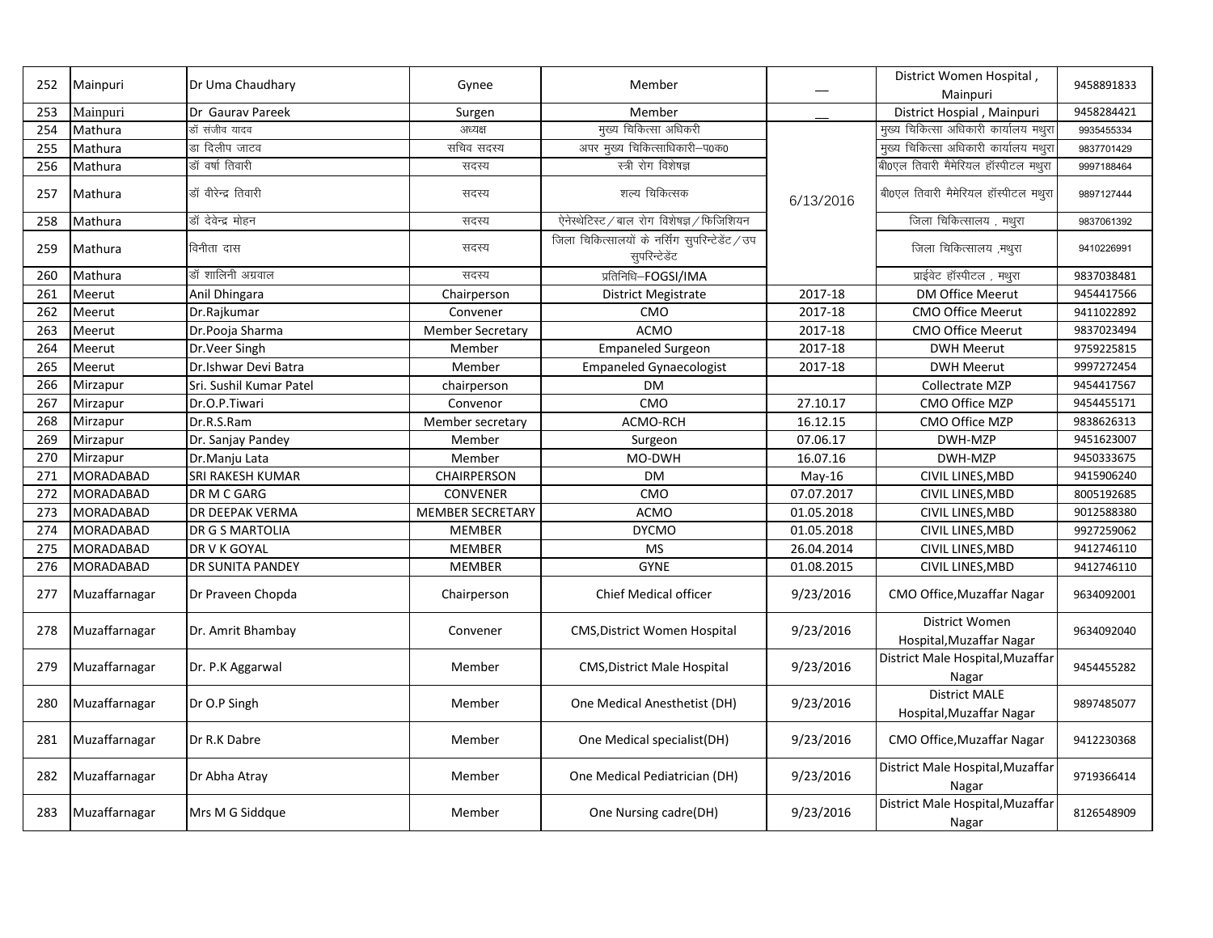| 252 | Mainpuri | Dr Uma Chaudhary | Gynee | Member | __ | District Women Hospital , Mainpuri | 9458891833 |
|---|---|---|---|---|---|---|---|
| 253 | Mainpuri | Dr Gaurav Pareek | Surgen | Member | __ | District Hospial , Mainpuri | 9458284421 |
| 254 | Mathura | डॉ संजीव यादव | अध्यक्ष | मुख्य चिकित्सा अधिकारी | 6/13/2016 | मुख्य चिकित्सा अधिकारी कार्यालय मथुरा | 9935455334 |
| 255 | Mathura | डा दिलीप जाटव | सचिव सदस्य | अपर मुख्य चिकित्साधिकारी–प0क0 | | मुख्य चिकित्सा अधिकारी कार्यालय मथुरा | 9837701429 |
| 256 | Mathura | डॉ वर्षा तिवारी | सदस्य | स्त्री रोग विशेषज्ञ | | बी0एल तिवारी मैमेरियल हॉस्पीटल मथुरा | 9997188464 |
| 257 | Mathura | डॉ वीरेन्द्र तिवारी | सदस्य | शल्य चिकित्सक | | बी0एल तिवारी मैमेरियल हॉस्पीटल मथुरा | 9897127444 |
| 258 | Mathura | डॉ देवेन्द्र मोहन | सदस्य | ऐनेस्थेटिस्ट/बाल रोग विशेषज्ञ/फिजिशियन | | जिला चिकित्सालय , मथुरा | 9837061392 |
| 259 | Mathura | विनीता दास | सदस्य | जिला चिकित्सालयों के नर्सिंग सुपरिन्टेडेंट/उप सुपरिन्टेडेंट | | जिला चिकित्सालय ,मथुरा | 9410226991 |
| 260 | Mathura | डॉ शालिनी अग्रवाल | सदस्य | प्रतिनिधि–FOGSI/IMA | | प्राईवेट हॉस्पीटल , मथुरा | 9837038481 |
| 261 | Meerut | Anil Dhingara | Chairperson | District Megistrate | 2017-18 | DM Office Meerut | 9454417566 |
| 262 | Meerut | Dr.Rajkumar | Convener | CMO | 2017-18 | CMO Office Meerut | 9411022892 |
| 263 | Meerut | Dr.Pooja Sharma | Member Secretary | ACMO | 2017-18 | CMO Office Meerut | 9837023494 |
| 264 | Meerut | Dr.Veer Singh | Member | Empaneled Surgeon | 2017-18 | DWH Meerut | 9759225815 |
| 265 | Meerut | Dr.Ishwar Devi Batra | Member | Empaneled Gynaecologist | 2017-18 | DWH Meerut | 9997272454 |
| 266 | Mirzapur | Sri. Sushil Kumar Patel | chairperson | DM | | Collectrate MZP | 9454417567 |
| 267 | Mirzapur | Dr.O.P.Tiwari | Convenor | CMO | 27.10.17 | CMO Office MZP | 9454455171 |
| 268 | Mirzapur | Dr.R.S.Ram | Member secretary | ACMO-RCH | 16.12.15 | CMO Office MZP | 9838626313 |
| 269 | Mirzapur | Dr. Sanjay Pandey | Member | Surgeon | 07.06.17 | DWH-MZP | 9451623007 |
| 270 | Mirzapur | Dr.Manju Lata | Member | MO-DWH | 16.07.16 | DWH-MZP | 9450333675 |
| 271 | MORADABAD | SRI RAKESH KUMAR | CHAIRPERSON | DM | May-16 | CIVIL LINES,MBD | 9415906240 |
| 272 | MORADABAD | DR M C GARG | CONVENER | CMO | 07.07.2017 | CIVIL LINES,MBD | 8005192685 |
| 273 | MORADABAD | DR DEEPAK VERMA | MEMBER SECRETARY | ACMO | 01.05.2018 | CIVIL LINES,MBD | 9012588380 |
| 274 | MORADABAD | DR G S MARTOLIA | MEMBER | DYCMO | 01.05.2018 | CIVIL LINES,MBD | 9927259062 |
| 275 | MORADABAD | DR V K GOYAL | MEMBER | MS | 26.04.2014 | CIVIL LINES,MBD | 9412746110 |
| 276 | MORADABAD | DR SUNITA PANDEY | MEMBER | GYNE | 01.08.2015 | CIVIL LINES,MBD | 9412746110 |
| 277 | Muzaffarnagar | Dr Praveen Chopda | Chairperson | Chief Medical officer | 9/23/2016 | CMO Office,Muzaffar Nagar | 9634092001 |
| 278 | Muzaffarnagar | Dr. Amrit Bhambay | Convener | CMS,District Women Hospital | 9/23/2016 | District Women Hospital,Muzaffar Nagar | 9634092040 |
| 279 | Muzaffarnagar | Dr. P.K Aggarwal | Member | CMS,District Male Hospital | 9/23/2016 | District Male Hospital,Muzaffar Nagar | 9454455282 |
| 280 | Muzaffarnagar | Dr O.P Singh | Member | One Medical Anesthetist (DH) | 9/23/2016 | District MALE Hospital,Muzaffar Nagar | 9897485077 |
| 281 | Muzaffarnagar | Dr R.K Dabre | Member | One Medical specialist(DH) | 9/23/2016 | CMO Office,Muzaffar Nagar | 9412230368 |
| 282 | Muzaffarnagar | Dr Abha Atray | Member | One Medical Pediatrician (DH) | 9/23/2016 | District Male Hospital,Muzaffar Nagar | 9719366414 |
| 283 | Muzaffarnagar | Mrs M G Siddque | Member | One Nursing cadre(DH) | 9/23/2016 | District Male Hospital,Muzaffar Nagar | 8126548909 |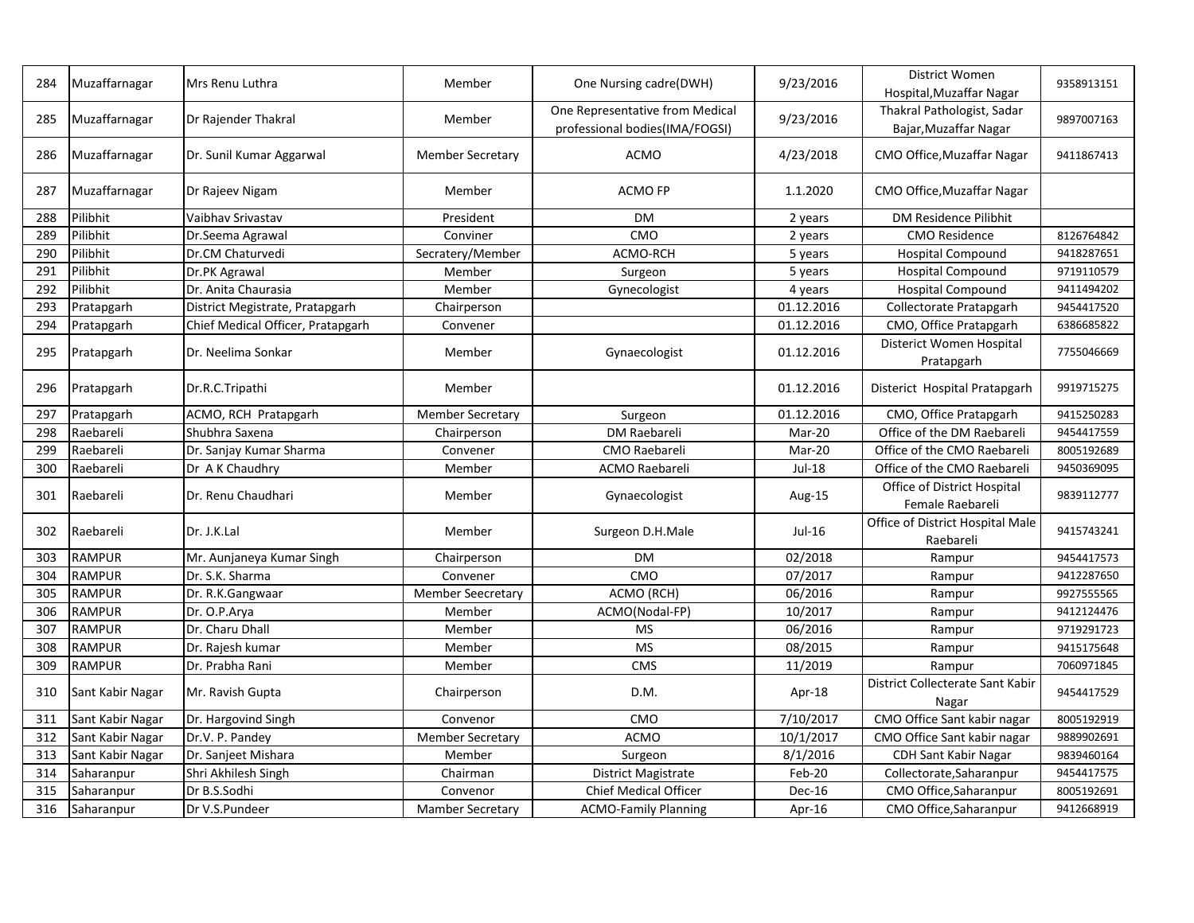| 284 | Muzaffarnagar | Mrs Renu Luthra | Member | One Nursing cadre(DWH) | 9/23/2016 | District Women Hospital,Muzaffar Nagar | 9358913151 |
|---|---|---|---|---|---|---|---|
| 285 | Muzaffarnagar | Dr Rajender Thakral | Member | One Representative from Medical professional bodies(IMA/FOGSI) | 9/23/2016 | Thakral Pathologist, Sadar Bajar,Muzaffar Nagar | 9897007163 |
| 286 | Muzaffarnagar | Dr. Sunil Kumar Aggarwal | Member Secretary | ACMO | 4/23/2018 | CMO Office,Muzaffar Nagar | 9411867413 |
| 287 | Muzaffarnagar | Dr Rajeev Nigam | Member | ACMO FP | 1.1.2020 | CMO Office,Muzaffar Nagar | |
| 288 | Pilibhit | Vaibhav Srivastav | President | DM | 2 years | DM Residence Pilibhit | |
| 289 | Pilibhit | Dr.Seema Agrawal | Conviner | CMO | 2 years | CMO Residence | 8126764842 |
| 290 | Pilibhit | Dr.CM Chaturvedi | Secratery/Member | ACMO-RCH | 5 years | Hospital Compound | 9418287651 |
| 291 | Pilibhit | Dr.PK Agrawal | Member | Surgeon | 5 years | Hospital Compound | 9719110579 |
| 292 | Pilibhit | Dr. Anita Chaurasia | Member | Gynecologist | 4 years | Hospital Compound | 9411494202 |
| 293 | Pratapgarh | District Megistrate, Pratapgarh | Chairperson | | 01.12.2016 | Collectorate Pratapgarh | 9454417520 |
| 294 | Pratapgarh | Chief Medical Officer, Pratapgarh | Convener | | 01.12.2016 | CMO, Office Pratapgarh | 6386685822 |
| 295 | Pratapgarh | Dr. Neelima Sonkar | Member | Gynaecologist | 01.12.2016 | Disterict Women Hospital Pratapgarh | 7755046669 |
| 296 | Pratapgarh | Dr.R.C.Tripathi | Member | | 01.12.2016 | Disterict Hospital Pratapgarh | 9919715275 |
| 297 | Pratapgarh | ACMO, RCH Pratapgarh | Member Secretary | Surgeon | 01.12.2016 | CMO, Office Pratapgarh | 9415250283 |
| 298 | Raebareli | Shubhra Saxena | Chairperson | DM Raebareli | Mar-20 | Office of the DM Raebareli | 9454417559 |
| 299 | Raebareli | Dr. Sanjay Kumar Sharma | Convener | CMO Raebareli | Mar-20 | Office of the CMO Raebareli | 8005192689 |
| 300 | Raebareli | Dr A K Chaudhry | Member | ACMO Raebareli | Jul-18 | Office of the CMO Raebareli | 9450369095 |
| 301 | Raebareli | Dr. Renu Chaudhari | Member | Gynaecologist | Aug-15 | Office of District Hospital Female Raebareli | 9839112777 |
| 302 | Raebareli | Dr. J.K.Lal | Member | Surgeon D.H.Male | Jul-16 | Office of District Hospital Male Raebareli | 9415743241 |
| 303 | RAMPUR | Mr. Aunjaneya Kumar Singh | Chairperson | DM | 02/2018 | Rampur | 9454417573 |
| 304 | RAMPUR | Dr. S.K. Sharma | Convener | CMO | 07/2017 | Rampur | 9412287650 |
| 305 | RAMPUR | Dr. R.K.Gangwaar | Member Seecretary | ACMO (RCH) | 06/2016 | Rampur | 9927555565 |
| 306 | RAMPUR | Dr. O.P.Arya | Member | ACMO(Nodal-FP) | 10/2017 | Rampur | 9412124476 |
| 307 | RAMPUR | Dr. Charu Dhall | Member | MS | 06/2016 | Rampur | 9719291723 |
| 308 | RAMPUR | Dr. Rajesh kumar | Member | MS | 08/2015 | Rampur | 9415175648 |
| 309 | RAMPUR | Dr. Prabha Rani | Member | CMS | 11/2019 | Rampur | 7060971845 |
| 310 | Sant Kabir Nagar | Mr. Ravish Gupta | Chairperson | D.M. | Apr-18 | District Collecterate Sant Kabir Nagar | 9454417529 |
| 311 | Sant Kabir Nagar | Dr. Hargovind Singh | Convenor | CMO | 7/10/2017 | CMO Office Sant kabir nagar | 8005192919 |
| 312 | Sant Kabir Nagar | Dr.V. P. Pandey | Member Secretary | ACMO | 10/1/2017 | CMO Office Sant kabir nagar | 9889902691 |
| 313 | Sant Kabir Nagar | Dr. Sanjeet Mishara | Member | Surgeon | 8/1/2016 | CDH Sant Kabir Nagar | 9839460164 |
| 314 | Saharanpur | Shri Akhilesh Singh | Chairman | District Magistrate | Feb-20 | Collectorate,Saharanpur | 9454417575 |
| 315 | Saharanpur | Dr B.S.Sodhi | Convenor | Chief Medical Officer | Dec-16 | CMO Office,Saharanpur | 8005192691 |
| 316 | Saharanpur | Dr V.S.Pundeer | Mamber Secretary | ACMO-Family Planning | Apr-16 | CMO Office,Saharanpur | 9412668919 |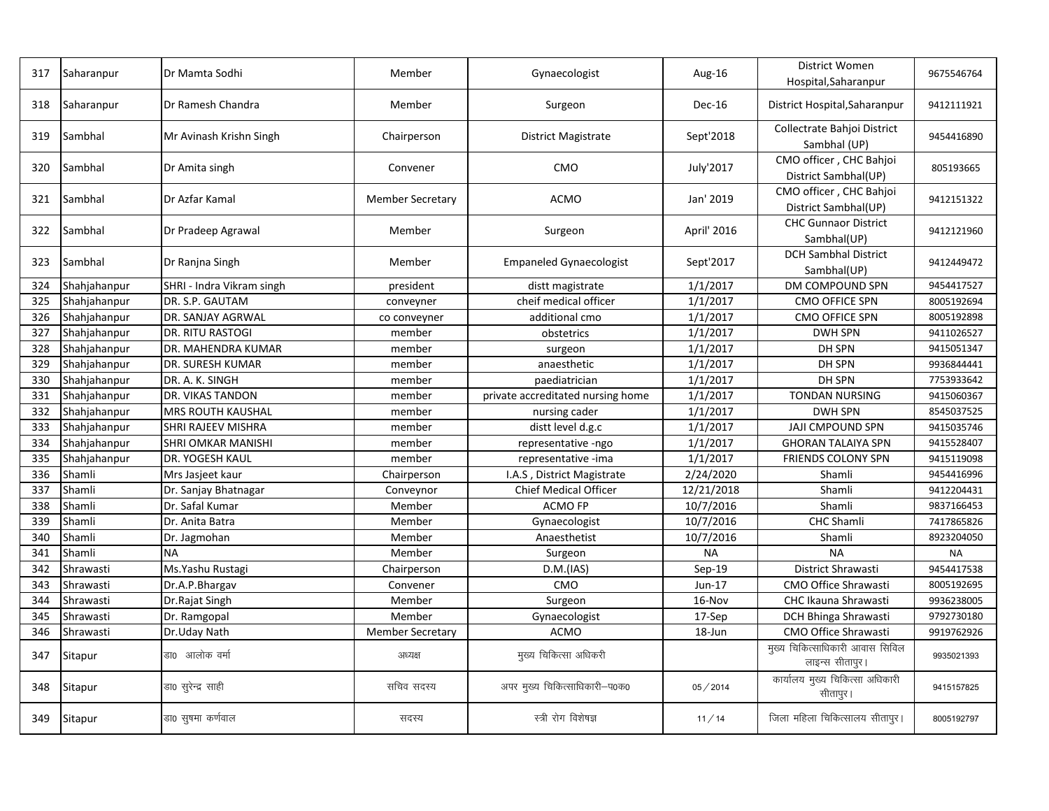| 317 | Saharanpur | Dr Mamta Sodhi | Member | Gynaecologist | Aug-16 | District Women Hospital,Saharanpur | 9675546764 |
|---|---|---|---|---|---|---|---|
| 318 | Saharanpur | Dr Ramesh Chandra | Member | Surgeon | Dec-16 | District Hospital,Saharanpur | 9412111921 |
| 319 | Sambhal | Mr Avinash Krishn Singh | Chairperson | District Magistrate | Sept'2018 | Collectrate Bahjoi District Sambhal (UP) | 9454416890 |
| 320 | Sambhal | Dr Amita singh | Convener | CMO | July'2017 | CMO officer , CHC Bahjoi District Sambhal(UP) | 805193665 |
| 321 | Sambhal | Dr Azfar Kamal | Member Secretary | ACMO | Jan' 2019 | CMO officer , CHC Bahjoi District Sambhal(UP) | 9412151322 |
| 322 | Sambhal | Dr Pradeep Agrawal | Member | Surgeon | April' 2016 | CHC Gunnaor District Sambhal(UP) | 9412121960 |
| 323 | Sambhal | Dr Ranjna Singh | Member | Empaneled Gynaecologist | Sept'2017 | DCH Sambhal District Sambhal(UP) | 9412449472 |
| 324 | Shahjahanpur | SHRI - Indra Vikram singh | president | distt magistrate | 1/1/2017 | DM COMPOUND SPN | 9454417527 |
| 325 | Shahjahanpur | DR. S.P. GAUTAM | conveyner | cheif medical officer | 1/1/2017 | CMO OFFICE SPN | 8005192694 |
| 326 | Shahjahanpur | DR. SANJAY AGRWAL | co conveyner | additional cmo | 1/1/2017 | CMO OFFICE SPN | 8005192898 |
| 327 | Shahjahanpur | DR. RITU RASTOGI | member | obstetrics | 1/1/2017 | DWH SPN | 9411026527 |
| 328 | Shahjahanpur | DR. MAHENDRA KUMAR | member | surgeon | 1/1/2017 | DH SPN | 9415051347 |
| 329 | Shahjahanpur | DR. SURESH KUMAR | member | anaesthetic | 1/1/2017 | DH SPN | 9936844441 |
| 330 | Shahjahanpur | DR. A. K. SINGH | member | paediatrician | 1/1/2017 | DH SPN | 7753933642 |
| 331 | Shahjahanpur | DR. VIKAS TANDON | member | private accreditated nursing home | 1/1/2017 | TONDAN NURSING | 9415060367 |
| 332 | Shahjahanpur | MRS ROUTH KAUSHAL | member | nursing cader | 1/1/2017 | DWH SPN | 8545037525 |
| 333 | Shahjahanpur | SHRI RAJEEV MISHRA | member | distt level d.g.c | 1/1/2017 | JAJI CMPOUND SPN | 9415035746 |
| 334 | Shahjahanpur | SHRI OMKAR MANISHI | member | representative -ngo | 1/1/2017 | GHORAN TALAIYA SPN | 9415528407 |
| 335 | Shahjahanpur | DR. YOGESH KAUL | member | representative -ima | 1/1/2017 | FRIENDS COLONY SPN | 9415119098 |
| 336 | Shamli | Mrs Jasjeet kaur | Chairperson | I.A.S , District Magistrate | 2/24/2020 | Shamli | 9454416996 |
| 337 | Shamli | Dr. Sanjay Bhatnagar | Conveynor | Chief Medical Officer | 12/21/2018 | Shamli | 9412204431 |
| 338 | Shamli | Dr. Safal Kumar | Member | ACMO FP | 10/7/2016 | Shamli | 9837166453 |
| 339 | Shamli | Dr. Anita Batra | Member | Gynaecologist | 10/7/2016 | CHC Shamli | 7417865826 |
| 340 | Shamli | Dr. Jagmohan | Member | Anaesthetist | 10/7/2016 | Shamli | 8923204050 |
| 341 | Shamli | NA | Member | Surgeon | NA | NA | NA |
| 342 | Shrawasti | Ms.Yashu Rustagi | Chairperson | D.M.(IAS) | Sep-19 | District Shrawasti | 9454417538 |
| 343 | Shrawasti | Dr.A.P.Bhargav | Convener | CMO | Jun-17 | CMO Office Shrawasti | 8005192695 |
| 344 | Shrawasti | Dr.Rajat Singh | Member | Surgeon | 16-Nov | CHC Ikauna Shrawasti | 9936238005 |
| 345 | Shrawasti | Dr. Ramgopal | Member | Gynaecologist | 17-Sep | DCH Bhinga Shrawasti | 9792730180 |
| 346 | Shrawasti | Dr.Uday Nath | Member Secretary | ACMO | 18-Jun | CMO Office Shrawasti | 9919762926 |
| 347 | Sitapur | डा0 आलोक वर्मा | अध्यक्ष | मुख्य चिकित्सा अधिकरी | | मुख्य चिकित्साधिकारी आवास सिविल लाइन्स सीतापुर। | 9935021393 |
| 348 | Sitapur | डा0 सुरेन्द्र साही | सचिव सदस्य | अपर मुख्य चिकित्साधिकारी–प0क0 | 05/2014 | कार्यालय मुख्य चिकित्सा अधिकारी सीतापुर। | 9415157825 |
| 349 | Sitapur | डा0 सुषमा कर्णवाल | सदस्य | स्त्री रोग विशेषज्ञ | 11/14 | जिला महिला चिकित्सालय सीतापुर। | 8005192797 |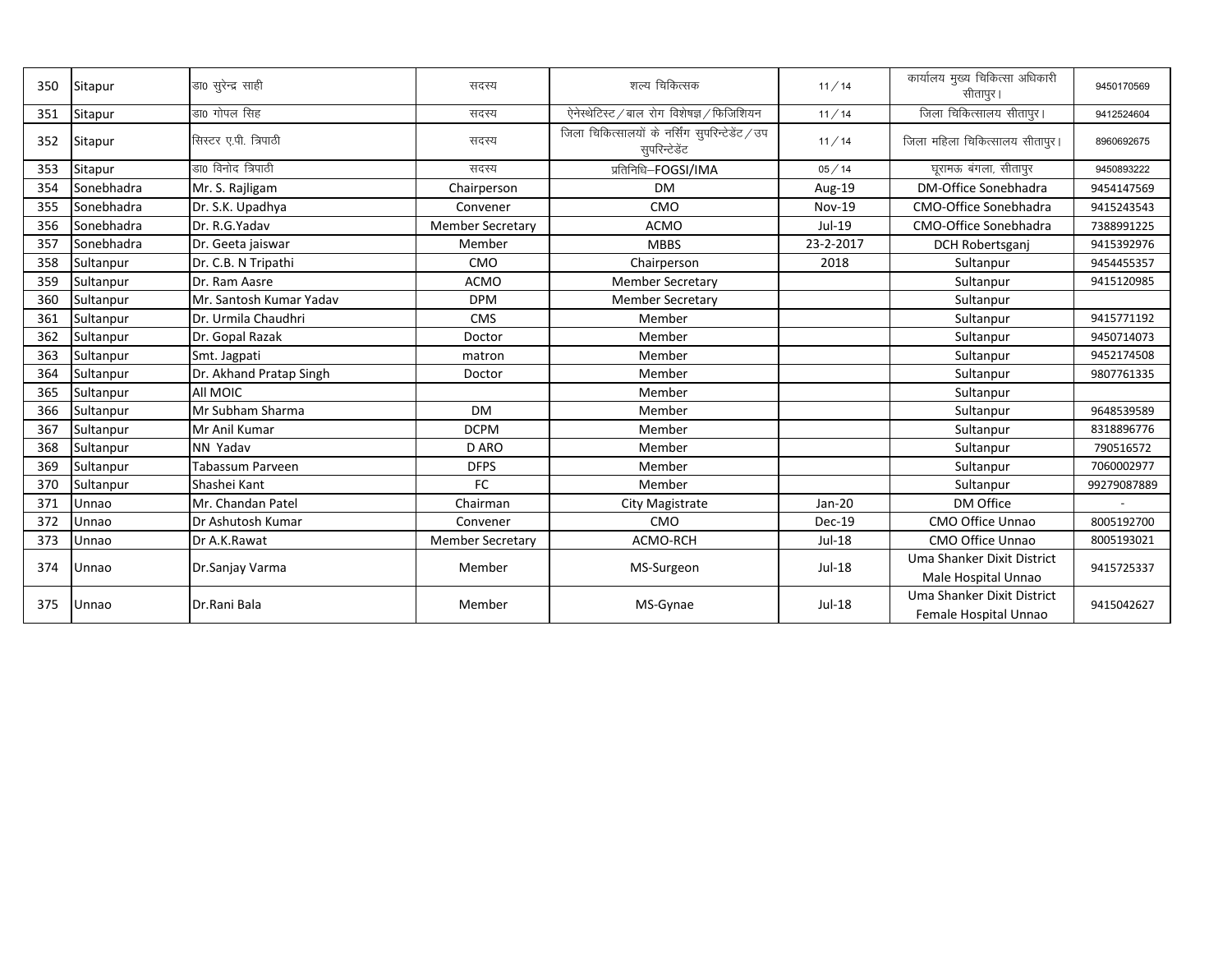| | | | | | | | |
|---|---|---|---|---|---|---|---|
| 350 | Sitapur | डा0 सुरेन्द्र साही | सदस्य | शल्य चिकित्सक | 11/14 | कार्यालय मुख्य चिकित्सा अधिकारी सीतापुर। | 9450170569 |
| 351 | Sitapur | डा0 गोपल सिह | सदस्य | ऐनेस्थेटिस्ट/बाल रोग विशेषज्ञ/फिजिशियन | 11/14 | जिला चिकित्सालय सीतापुर। | 9412524604 |
| 352 | Sitapur | सिस्टर ए.पी. त्रिपाठी | सदस्य | जिला चिकित्सालयों के नर्सिंग सुपरिन्टेडेंट/उप सुपरिन्टेडेंट | 11/14 | जिला महिला चिकित्सालय सीतापुर। | 8960692675 |
| 353 | Sitapur | डा0 विनोद त्रिपाठी | सदस्य | प्रतिनिधि–FOGSI/IMA | 05/14 | घूरामऊ बंगला, सीतापुर | 9450893222 |
| 354 | Sonebhadra | Mr. S. Rajligam | Chairperson | DM | Aug-19 | DM-Office Sonebhadra | 9454147569 |
| 355 | Sonebhadra | Dr. S.K. Upadhya | Convener | CMO | Nov-19 | CMO-Office Sonebhadra | 9415243543 |
| 356 | Sonebhadra | Dr. R.G.Yadav | Member Secretary | ACMO | Jul-19 | CMO-Office Sonebhadra | 7388991225 |
| 357 | Sonebhadra | Dr. Geeta jaiswar | Member | MBBS | 23-2-2017 | DCH Robertsganj | 9415392976 |
| 358 | Sultanpur | Dr. C.B. N Tripathi | CMO | Chairperson | 2018 | Sultanpur | 9454455357 |
| 359 | Sultanpur | Dr. Ram Aasre | ACMO | Member Secretary | | Sultanpur | 9415120985 |
| 360 | Sultanpur | Mr. Santosh Kumar Yadav | DPM | Member Secretary | | Sultanpur | |
| 361 | Sultanpur | Dr. Urmila Chaudhri | CMS | Member | | Sultanpur | 9415771192 |
| 362 | Sultanpur | Dr. Gopal Razak | Doctor | Member | | Sultanpur | 9450714073 |
| 363 | Sultanpur | Smt. Jagpati | matron | Member | | Sultanpur | 9452174508 |
| 364 | Sultanpur | Dr. Akhand Pratap Singh | Doctor | Member | | Sultanpur | 9807761335 |
| 365 | Sultanpur | All MOIC | | Member | | Sultanpur | |
| 366 | Sultanpur | Mr Subham Sharma | DM | Member | | Sultanpur | 9648539589 |
| 367 | Sultanpur | Mr Anil Kumar | DCPM | Member | | Sultanpur | 8318896776 |
| 368 | Sultanpur | NN Yadav | D ARO | Member | | Sultanpur | 790516572 |
| 369 | Sultanpur | Tabassum Parveen | DFPS | Member | | Sultanpur | 7060002977 |
| 370 | Sultanpur | Shashei Kant | FC | Member | | Sultanpur | 99279087889 |
| 371 | Unnao | Mr. Chandan Patel | Chairman | City Magistrate | Jan-20 | DM Office | - |
| 372 | Unnao | Dr Ashutosh Kumar | Convener | CMO | Dec-19 | CMO Office Unnao | 8005192700 |
| 373 | Unnao | Dr A.K.Rawat | Member Secretary | ACMO-RCH | Jul-18 | CMO Office Unnao | 8005193021 |
| 374 | Unnao | Dr.Sanjay Varma | Member | MS-Surgeon | Jul-18 | Uma Shanker Dixit District Male Hospital Unnao | 9415725337 |
| 375 | Unnao | Dr.Rani Bala | Member | MS-Gynae | Jul-18 | Uma Shanker Dixit District Female Hospital Unnao | 9415042627 |